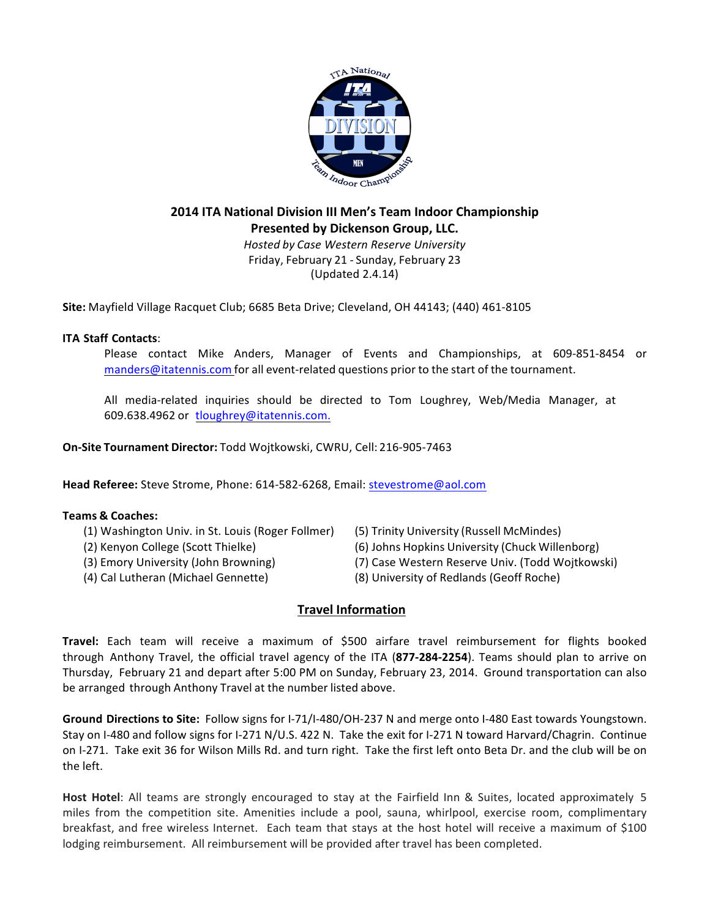# 2014 ITA National Division III Men's Team Indoor Championship
## Presented by Dickenson Group, LLC.

*Hosted by Case Western Reserve University*
Friday, February 21 - Sunday, February 23
(Updated 2.4.14)

**Site:** Mayfield Village Racquet Club; 6685 Beta Drive; Cleveland, OH 44143; (440) 461-8105

**ITA Staff Contacts**:

Please contact Mike Anders, Manager of Events and Championships, at 609-851-8454 or manders@itatennis.com for all event-related questions prior to the start of the tournament.

All media-related inquiries should be directed to Tom Loughrey, Web/Media Manager, at 609.638.4962 or tloughrey@itatennis.com.

**On-Site Tournament Director:** Todd Wojtkowski, CWRU, Cell: 216-905-7463

**Head Referee:** Steve Strome, Phone: 614-582-6268, Email: stevestrome@aol.com

**Teams & Coaches:**

(1) Washington Univ. in St. Louis (Roger Follmer)
(2) Kenyon College (Scott Thielke)
(3) Emory University (John Browning)
(4) Cal Lutheran (Michael Gennette)
(5) Trinity University (Russell McMindes)
(6) Johns Hopkins University (Chuck Willenborg)
(7) Case Western Reserve Univ. (Todd Wojtkowski)
(8) University of Redlands (Geoff Roche)

## Travel Information

**Travel:** Each team will receive a maximum of $500 airfare travel reimbursement for flights booked through Anthony Travel, the official travel agency of the ITA (**877-284-2254**). Teams should plan to arrive on Thursday, February 21 and depart after 5:00 PM on Sunday, February 23, 2014. Ground transportation can also be arranged through Anthony Travel at the number listed above.

**Ground Directions to Site:** Follow signs for I-71/I-480/OH-237 N and merge onto I-480 East towards Youngstown. Stay on I-480 and follow signs for I-271 N/U.S. 422 N. Take the exit for I-271 N toward Harvard/Chagrin. Continue on I-271. Take exit 36 for Wilson Mills Rd. and turn right. Take the first left onto Beta Dr. and the club will be on the left.

**Host Hotel**: All teams are strongly encouraged to stay at the Fairfield Inn & Suites, located approximately 5 miles from the competition site. Amenities include a pool, sauna, whirlpool, exercise room, complimentary breakfast, and free wireless Internet. Each team that stays at the host hotel will receive a maximum of $100 lodging reimbursement. All reimbursement will be provided after travel has been completed.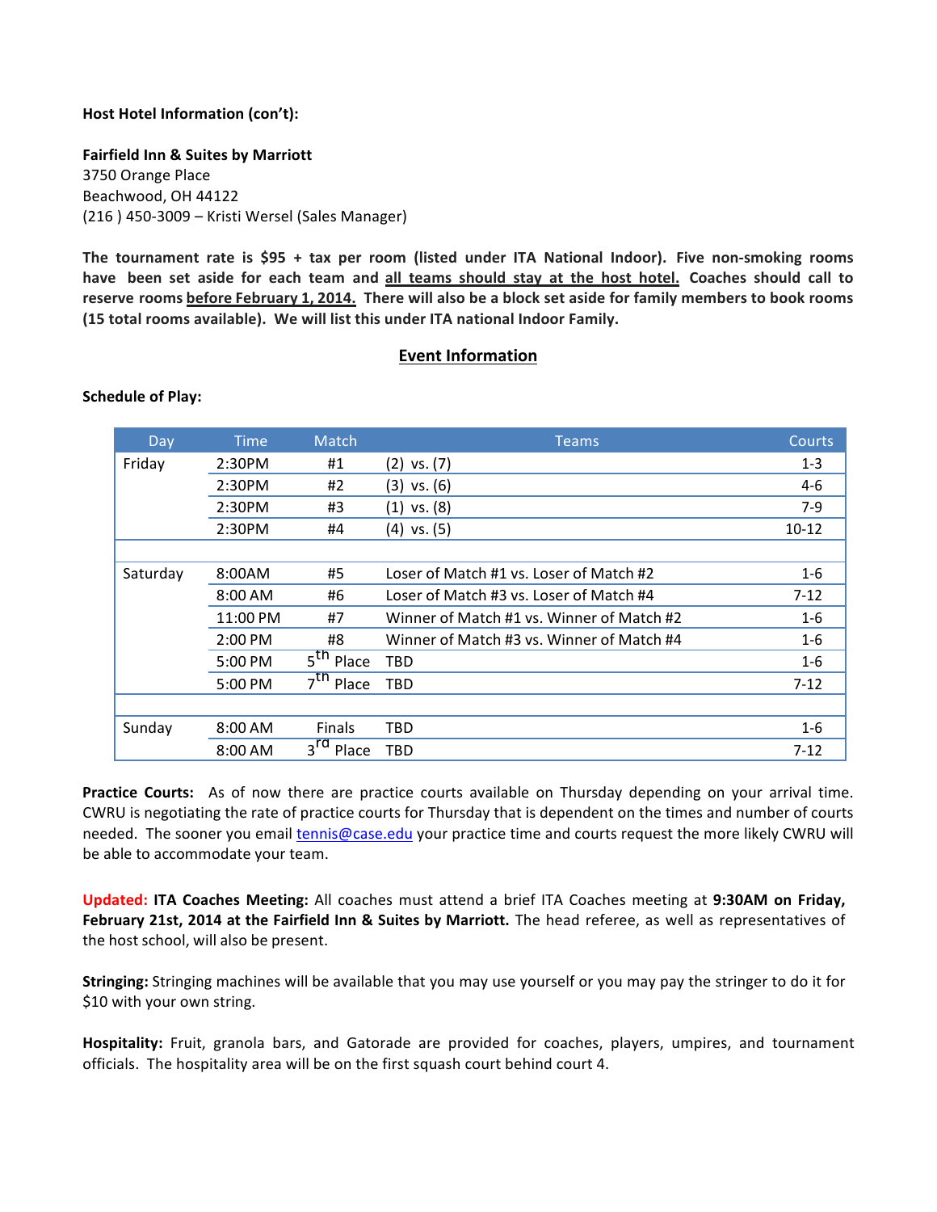**Host Hotel Information (con't):**

**Fairfield Inn & Suites by Marriott**
3750 Orange Place
Beachwood, OH 44122
(216 ) 450-3009 – Kristi Wersel (Sales Manager)

**The tournament rate is $95 + tax per room (listed under ITA National Indoor). Five non-smoking rooms have been set aside for each team and <u>all teams should stay at the host hotel.</u> Coaches should call to reserve rooms <u>before February 1, 2014.</u> There will also be a block set aside for family members to book rooms (15 total rooms available). We will list this under ITA national Indoor Family.**

## <u>Event Information</u>

**Schedule of Play:**

| Day | Time | Match | Teams | Courts |
|---|---|---|---|---|
| Friday | 2:30PM | #1 | (2) vs. (7) | 1-3 |
| | 2:30PM | #2 | (3) vs. (6) | 4-6 |
| | 2:30PM | #3 | (1) vs. (8) | 7-9 |
| | 2:30PM | #4 | (4) vs. (5) | 10-12 |
| | | | | |
| Saturday | 8:00AM | #5 | Loser of Match #1 vs. Loser of Match #2 | 1-6 |
| | 8:00 AM | #6 | Loser of Match #3 vs. Loser of Match #4 | 7-12 |
| | 11:00 PM | #7 | Winner of Match #1 vs. Winner of Match #2 | 1-6 |
| | 2:00 PM | #8 | Winner of Match #3 vs. Winner of Match #4 | 1-6 |
| | 5:00 PM | 5th Place | TBD | 1-6 |
| | 5:00 PM | 7th Place | TBD | 7-12 |
| | | | | |
| Sunday | 8:00 AM | Finals | TBD | 1-6 |
| | 8:00 AM | 3rd Place | TBD | 7-12 |

**Practice Courts:** As of now there are practice courts available on Thursday depending on your arrival time. CWRU is negotiating the rate of practice courts for Thursday that is dependent on the times and number of courts needed. The sooner you email tennis@case.edu your practice time and courts request the more likely CWRU will be able to accommodate your team.

**Updated: ITA Coaches Meeting:** All coaches must attend a brief ITA Coaches meeting at **9:30AM on Friday, February 21st, 2014 at the Fairfield Inn & Suites by Marriott.** The head referee, as well as representatives of the host school, will also be present.

**Stringing:** Stringing machines will be available that you may use yourself or you may pay the stringer to do it for $10 with your own string.

**Hospitality:** Fruit, granola bars, and Gatorade are provided for coaches, players, umpires, and tournament officials. The hospitality area will be on the first squash court behind court 4.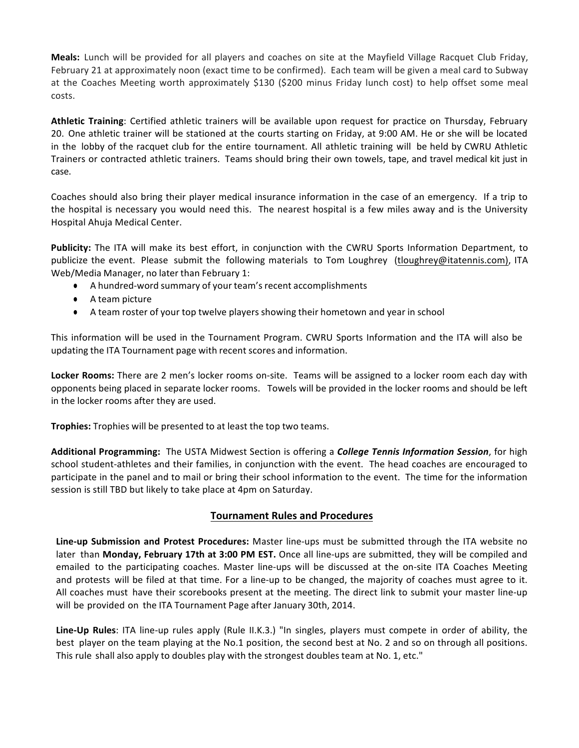**Meals:** Lunch will be provided for all players and coaches on site at the Mayfield Village Racquet Club Friday, February 21 at approximately noon (exact time to be confirmed). Each team will be given a meal card to Subway at the Coaches Meeting worth approximately $130 ($200 minus Friday lunch cost) to help offset some meal costs.

**Athletic Training**: Certified athletic trainers will be available upon request for practice on Thursday, February 20. One athletic trainer will be stationed at the courts starting on Friday, at 9:00 AM. He or she will be located in the lobby of the racquet club for the entire tournament. All athletic training will be held by CWRU Athletic Trainers or contracted athletic trainers. Teams should bring their own towels, tape, and travel medical kit just in case.

Coaches should also bring their player medical insurance information in the case of an emergency. If a trip to the hospital is necessary you would need this. The nearest hospital is a few miles away and is the University Hospital Ahuja Medical Center.

**Publicity:** The ITA will make its best effort, in conjunction with the CWRU Sports Information Department, to publicize the event. Please submit the following materials to Tom Loughrey (tloughrey@itatennis.com), ITA Web/Media Manager, no later than February 1:

- A hundred-word summary of your team's recent accomplishments
- A team picture
- A team roster of your top twelve players showing their hometown and year in school

This information will be used in the Tournament Program. CWRU Sports Information and the ITA will also be updating the ITA Tournament page with recent scores and information.

**Locker Rooms:** There are 2 men's locker rooms on-site. Teams will be assigned to a locker room each day with opponents being placed in separate locker rooms. Towels will be provided in the locker rooms and should be left in the locker rooms after they are used.

**Trophies:** Trophies will be presented to at least the top two teams.

**Additional Programming:** The USTA Midwest Section is offering a ***College Tennis Information Session***, for high school student-athletes and their families, in conjunction with the event. The head coaches are encouraged to participate in the panel and to mail or bring their school information to the event. The time for the information session is still TBD but likely to take place at 4pm on Saturday.

## Tournament Rules and Procedures

**Line-up Submission and Protest Procedures:** Master line-ups must be submitted through the ITA website no later than **Monday, February 17th at 3:00 PM EST.** Once all line-ups are submitted, they will be compiled and emailed to the participating coaches. Master line-ups will be discussed at the on-site ITA Coaches Meeting and protests will be filed at that time. For a line-up to be changed, the majority of coaches must agree to it. All coaches must have their scorebooks present at the meeting. The direct link to submit your master line-up will be provided on the ITA Tournament Page after January 30th, 2014.

**Line-Up Rules**: ITA line-up rules apply (Rule II.K.3.) "In singles, players must compete in order of ability, the best player on the team playing at the No.1 position, the second best at No. 2 and so on through all positions. This rule shall also apply to doubles play with the strongest doubles team at No. 1, etc."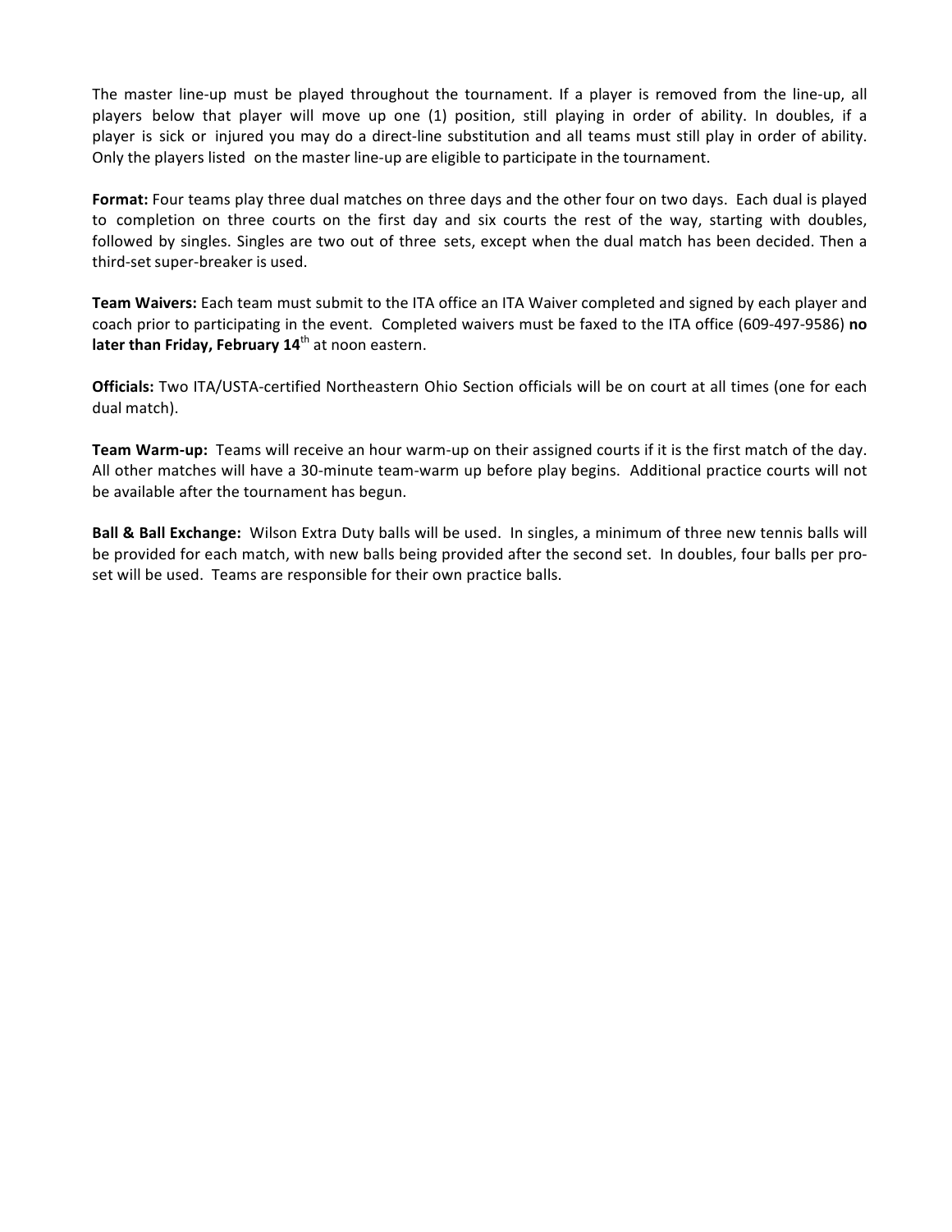The master line-up must be played throughout the tournament. If a player is removed from the line-up, all players below that player will move up one (1) position, still playing in order of ability. In doubles, if a player is sick or injured you may do a direct-line substitution and all teams must still play in order of ability. Only the players listed on the master line-up are eligible to participate in the tournament.

**Format:** Four teams play three dual matches on three days and the other four on two days. Each dual is played to completion on three courts on the first day and six courts the rest of the way, starting with doubles, followed by singles. Singles are two out of three sets, except when the dual match has been decided. Then a third-set super-breaker is used.

**Team Waivers:** Each team must submit to the ITA office an ITA Waiver completed and signed by each player and coach prior to participating in the event. Completed waivers must be faxed to the ITA office (609-497-9586) **no later than Friday, February 14**th at noon eastern.

**Officials:** Two ITA/USTA-certified Northeastern Ohio Section officials will be on court at all times (one for each dual match).

**Team Warm-up:** Teams will receive an hour warm-up on their assigned courts if it is the first match of the day. All other matches will have a 30-minute team-warm up before play begins. Additional practice courts will not be available after the tournament has begun.

**Ball & Ball Exchange:** Wilson Extra Duty balls will be used. In singles, a minimum of three new tennis balls will be provided for each match, with new balls being provided after the second set. In doubles, four balls per pro-set will be used. Teams are responsible for their own practice balls.